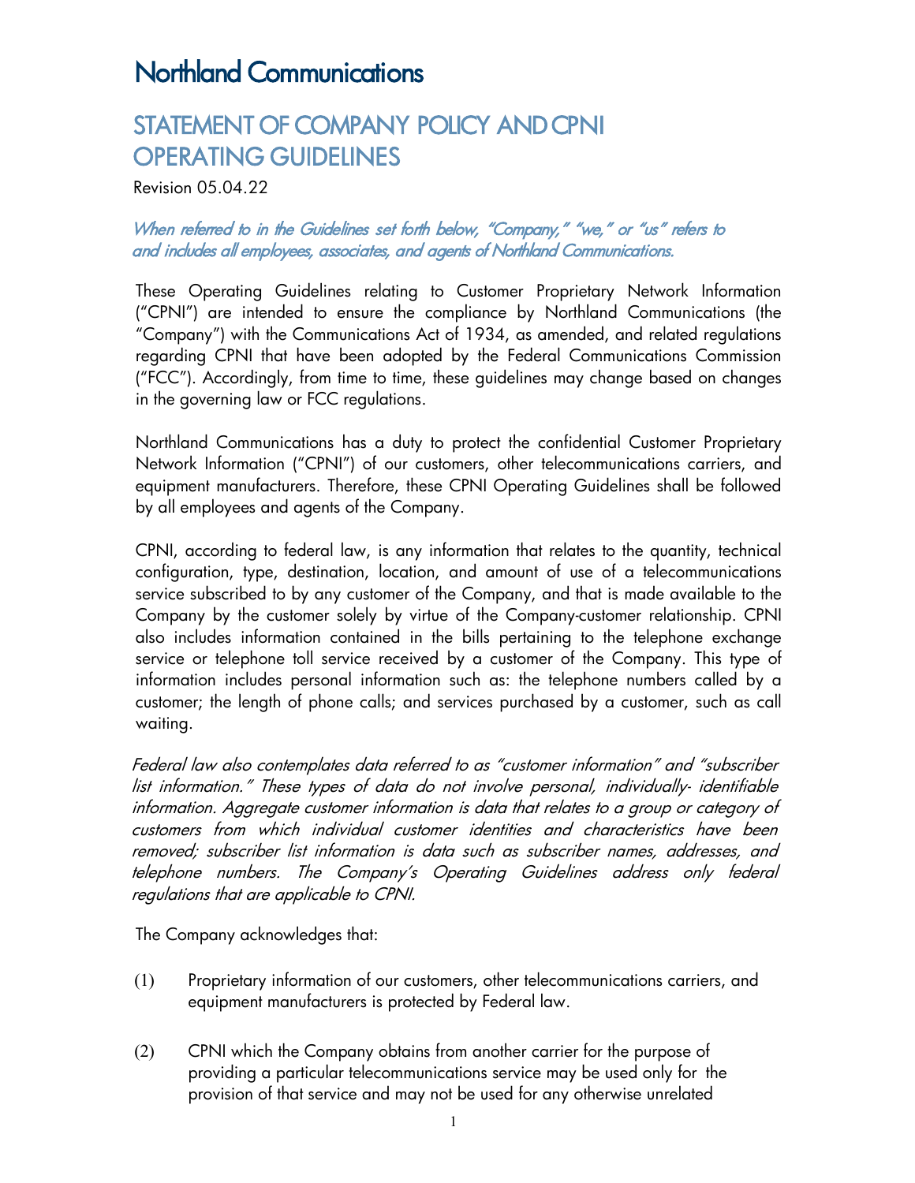# Northland Communications

## STATEMENT OF COMPANY POLICY AND CPNI OPERATING GUIDELINES

Revision 05.04.22

*When referred to in the Guidelines set forth below, "Company," "we," or "us" refers to and includes all employees, associates, and agents of Northland Communications.*

These Operating Guidelines relating to Customer Proprietary Network Information ("CPNI") are intended to ensure the compliance by Northland Communications (the "Company") with the Communications Act of 1934, as amended, and related regulations regarding CPNI that have been adopted by the Federal Communications Commission ("FCC"). Accordingly, from time to time, these guidelines may change based on changes in the governing law or FCC regulations.

Northland Communications has a duty to protect the confidential Customer Proprietary Network Information ("CPNI") of our customers, other telecommunications carriers, and equipment manufacturers. Therefore, these CPNI Operating Guidelines shall be followed by all employees and agents of the Company.

CPNI, according to federal law, is any information that relates to the quantity, technical configuration, type, destination, location, and amount of use of a telecommunications service subscribed to by any customer of the Company, and that is made available to the Company by the customer solely by virtue of the Company-customer relationship. CPNI also includes information contained in the bills pertaining to the telephone exchange service or telephone toll service received by a customer of the Company. This type of information includes personal information such as: the telephone numbers called by a customer; the length of phone calls; and services purchased by a customer, such as call waiting.

*Federal law also contemplates data referred to as "customer information" and "subscriber list information." These types of data do not involve personal, individually- identifiable information. Aggregate customer information is data that relates to a group or category of customers from which individual customer identities and characteristics have been removed; subscriber list information is data such as subscriber names, addresses, and telephone numbers. The Company's Operating Guidelines address only federal regulations that are applicable to CPNI.*

The Company acknowledges that:

(1) Proprietary information of our customers, other telecommunications carriers, and equipment manufacturers is protected by Federal law.

(2) CPNI which the Company obtains from another carrier for the purpose of providing a particular telecommunications service may be used only for the provision of that service and may not be used for any otherwise unrelated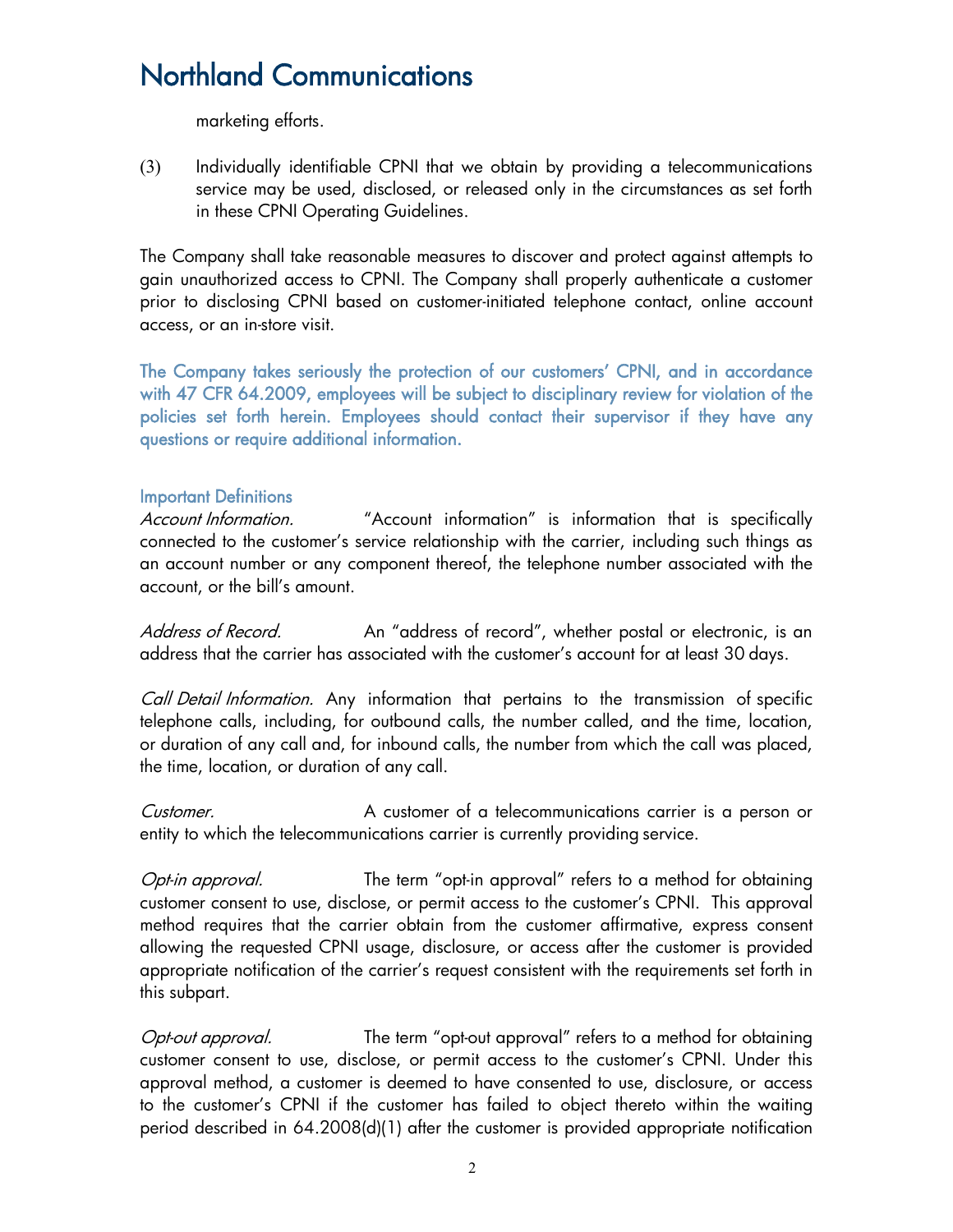marketing efforts.

(3) Individually identifiable CPNI that we obtain by providing a telecommunications service may be used, disclosed, or released only in the circumstances as set forth in these CPNI Operating Guidelines.

The Company shall take reasonable measures to discover and protect against attempts to gain unauthorized access to CPNI. The Company shall properly authenticate a customer prior to disclosing CPNI based on customer-initiated telephone contact, online account access, or an in-store visit.

**The Company takes seriously the protection of our customers' CPNI, and in accordance with 47 CFR 64.2009, employees will be subject to disciplinary review for violation of the policies set forth herein. Employees should contact their supervisor if they have any questions or require additional information.**

### Important Definitions

*Account Information.* "Account information" is information that is specifically connected to the customer's service relationship with the carrier, including such things as an account number or any component thereof, the telephone number associated with the account, or the bill's amount.

*Address of Record.* An "address of record", whether postal or electronic, is an address that the carrier has associated with the customer's account for at least 30 days.

*Call Detail Information.* Any information that pertains to the transmission of specific telephone calls, including, for outbound calls, the number called, and the time, location, or duration of any call and, for inbound calls, the number from which the call was placed, the time, location, or duration of any call.

*Customer.* A customer of a telecommunications carrier is a person or entity to which the telecommunications carrier is currently providing service.

*Opt-in approval.* The term "opt-in approval" refers to a method for obtaining customer consent to use, disclose, or permit access to the customer's CPNI. This approval method requires that the carrier obtain from the customer affirmative, express consent allowing the requested CPNI usage, disclosure, or access after the customer is provided appropriate notification of the carrier's request consistent with the requirements set forth in this subpart.

*Opt-out approval.* The term "opt-out approval" refers to a method for obtaining customer consent to use, disclose, or permit access to the customer's CPNI. Under this approval method, a customer is deemed to have consented to use, disclosure, or access to the customer's CPNI if the customer has failed to object thereto within the waiting period described in 64.2008(d)(1) after the customer is provided appropriate notification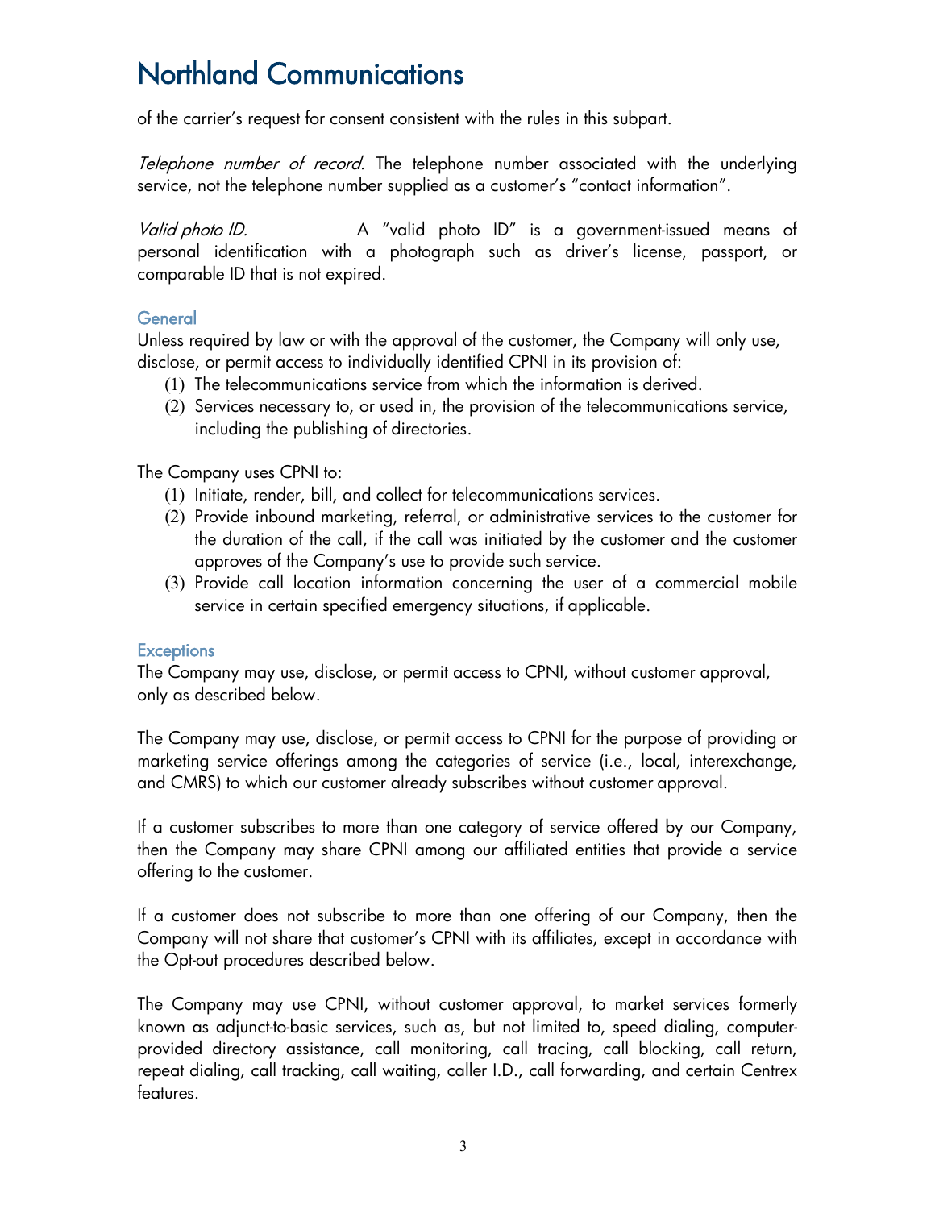of the carrier's request for consent consistent with the rules in this subpart.

*Telephone number of record.* The telephone number associated with the underlying service, not the telephone number supplied as a customer's "contact information".

*Valid photo ID.* A "valid photo ID" is a government-issued means of personal identification with a photograph such as driver's license, passport, or comparable ID that is not expired.

### General

Unless required by law or with the approval of the customer, the Company will only use, disclose, or permit access to individually identified CPNI in its provision of:

(1) The telecommunications service from which the information is derived.
(2) Services necessary to, or used in, the provision of the telecommunications service, including the publishing of directories.

The Company uses CPNI to:

(1) Initiate, render, bill, and collect for telecommunications services.
(2) Provide inbound marketing, referral, or administrative services to the customer for the duration of the call, if the call was initiated by the customer and the customer approves of the Company's use to provide such service.
(3) Provide call location information concerning the user of a commercial mobile service in certain specified emergency situations, if applicable.

### Exceptions

The Company may use, disclose, or permit access to CPNI, without customer approval, only as described below.

The Company may use, disclose, or permit access to CPNI for the purpose of providing or marketing service offerings among the categories of service (i.e., local, interexchange, and CMRS) to which our customer already subscribes without customer approval.

If a customer subscribes to more than one category of service offered by our Company, then the Company may share CPNI among our affiliated entities that provide a service offering to the customer.

If a customer does not subscribe to more than one offering of our Company, then the Company will not share that customer's CPNI with its affiliates, except in accordance with the Opt-out procedures described below.

The Company may use CPNI, without customer approval, to market services formerly known as adjunct-to-basic services, such as, but not limited to, speed dialing, computer-provided directory assistance, call monitoring, call tracing, call blocking, call return, repeat dialing, call tracking, call waiting, caller I.D., call forwarding, and certain Centrex features.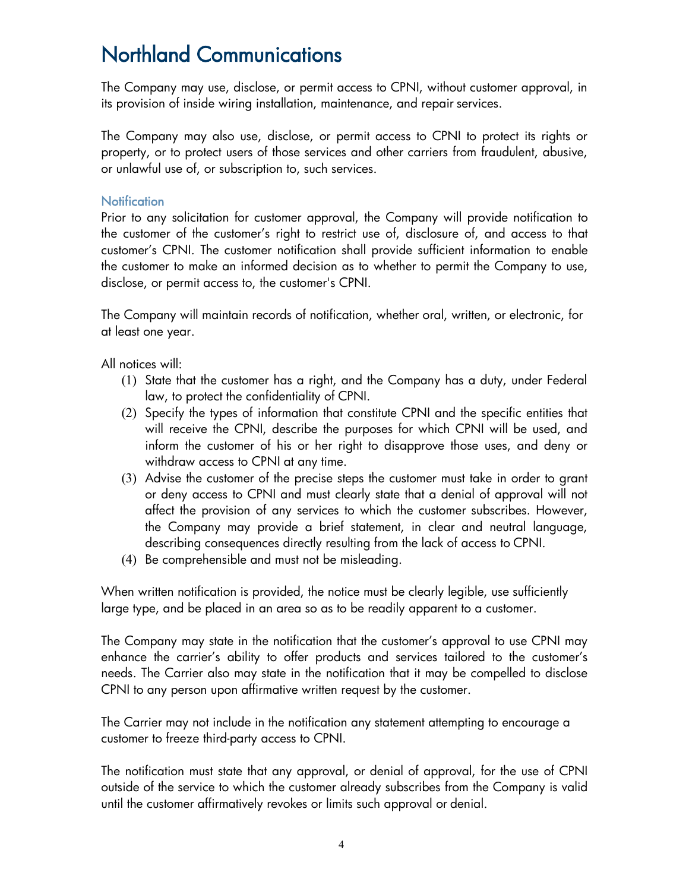# Northland Communications

The Company may use, disclose, or permit access to CPNI, without customer approval, in its provision of inside wiring installation, maintenance, and repair services.

The Company may also use, disclose, or permit access to CPNI to protect its rights or property, or to protect users of those services and other carriers from fraudulent, abusive, or unlawful use of, or subscription to, such services.

## Notification

Prior to any solicitation for customer approval, the Company will provide notification to the customer of the customer's right to restrict use of, disclosure of, and access to that customer's CPNI. The customer notification shall provide sufficient information to enable the customer to make an informed decision as to whether to permit the Company to use, disclose, or permit access to, the customer's CPNI.

The Company will maintain records of notification, whether oral, written, or electronic, for at least one year.

All notices will:

(1) State that the customer has a right, and the Company has a duty, under Federal law, to protect the confidentiality of CPNI.
(2) Specify the types of information that constitute CPNI and the specific entities that will receive the CPNI, describe the purposes for which CPNI will be used, and inform the customer of his or her right to disapprove those uses, and deny or withdraw access to CPNI at any time.
(3) Advise the customer of the precise steps the customer must take in order to grant or deny access to CPNI and must clearly state that a denial of approval will not affect the provision of any services to which the customer subscribes. However, the Company may provide a brief statement, in clear and neutral language, describing consequences directly resulting from the lack of access to CPNI.
(4) Be comprehensible and must not be misleading.

When written notification is provided, the notice must be clearly legible, use sufficiently large type, and be placed in an area so as to be readily apparent to a customer.

The Company may state in the notification that the customer's approval to use CPNI may enhance the carrier's ability to offer products and services tailored to the customer's needs. The Carrier also may state in the notification that it may be compelled to disclose CPNI to any person upon affirmative written request by the customer.

The Carrier may not include in the notification any statement attempting to encourage a customer to freeze third-party access to CPNI.

The notification must state that any approval, or denial of approval, for the use of CPNI outside of the service to which the customer already subscribes from the Company is valid until the customer affirmatively revokes or limits such approval or denial.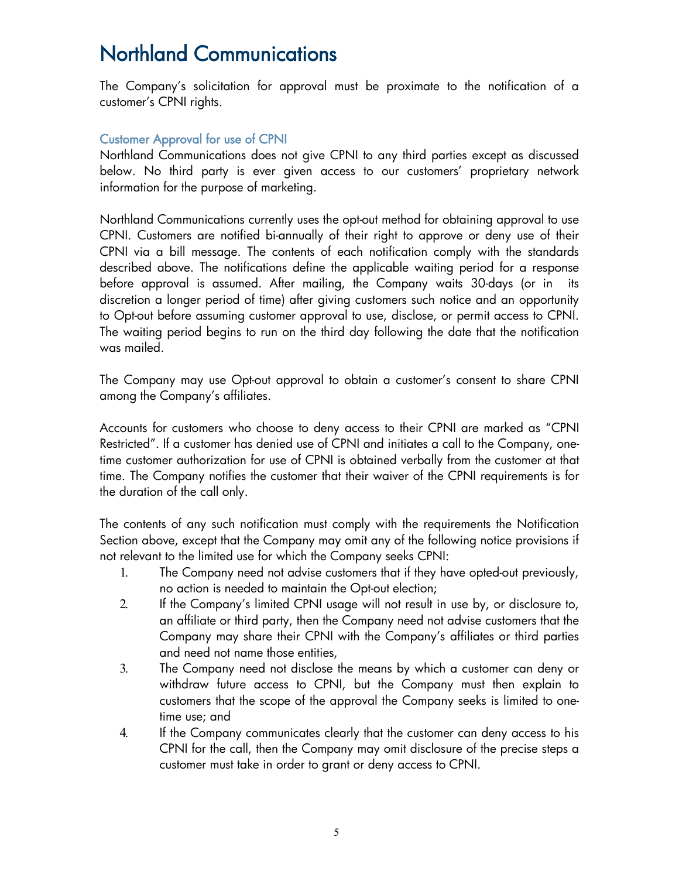# Northland Communications

The Company's solicitation for approval must be proximate to the notification of a customer's CPNI rights.

## Customer Approval for use of CPNI

Northland Communications does not give CPNI to any third parties except as discussed below. No third party is ever given access to our customers' proprietary network information for the purpose of marketing.

Northland Communications currently uses the opt-out method for obtaining approval to use CPNI. Customers are notified bi-annually of their right to approve or deny use of their CPNI via a bill message. The contents of each notification comply with the standards described above. The notifications define the applicable waiting period for a response before approval is assumed. After mailing, the Company waits 30-days (or in its discretion a longer period of time) after giving customers such notice and an opportunity to Opt-out before assuming customer approval to use, disclose, or permit access to CPNI. The waiting period begins to run on the third day following the date that the notification was mailed.

The Company may use Opt-out approval to obtain a customer's consent to share CPNI among the Company's affiliates.

Accounts for customers who choose to deny access to their CPNI are marked as "CPNI Restricted". If a customer has denied use of CPNI and initiates a call to the Company, one-time customer authorization for use of CPNI is obtained verbally from the customer at that time. The Company notifies the customer that their waiver of the CPNI requirements is for the duration of the call only.

The contents of any such notification must comply with the requirements the Notification Section above, except that the Company may omit any of the following notice provisions if not relevant to the limited use for which the Company seeks CPNI:

1. The Company need not advise customers that if they have opted-out previously, no action is needed to maintain the Opt-out election;
2. If the Company's limited CPNI usage will not result in use by, or disclosure to, an affiliate or third party, then the Company need not advise customers that the Company may share their CPNI with the Company's affiliates or third parties and need not name those entities,
3. The Company need not disclose the means by which a customer can deny or withdraw future access to CPNI, but the Company must then explain to customers that the scope of the approval the Company seeks is limited to one-time use; and
4. If the Company communicates clearly that the customer can deny access to his CPNI for the call, then the Company may omit disclosure of the precise steps a customer must take in order to grant or deny access to CPNI.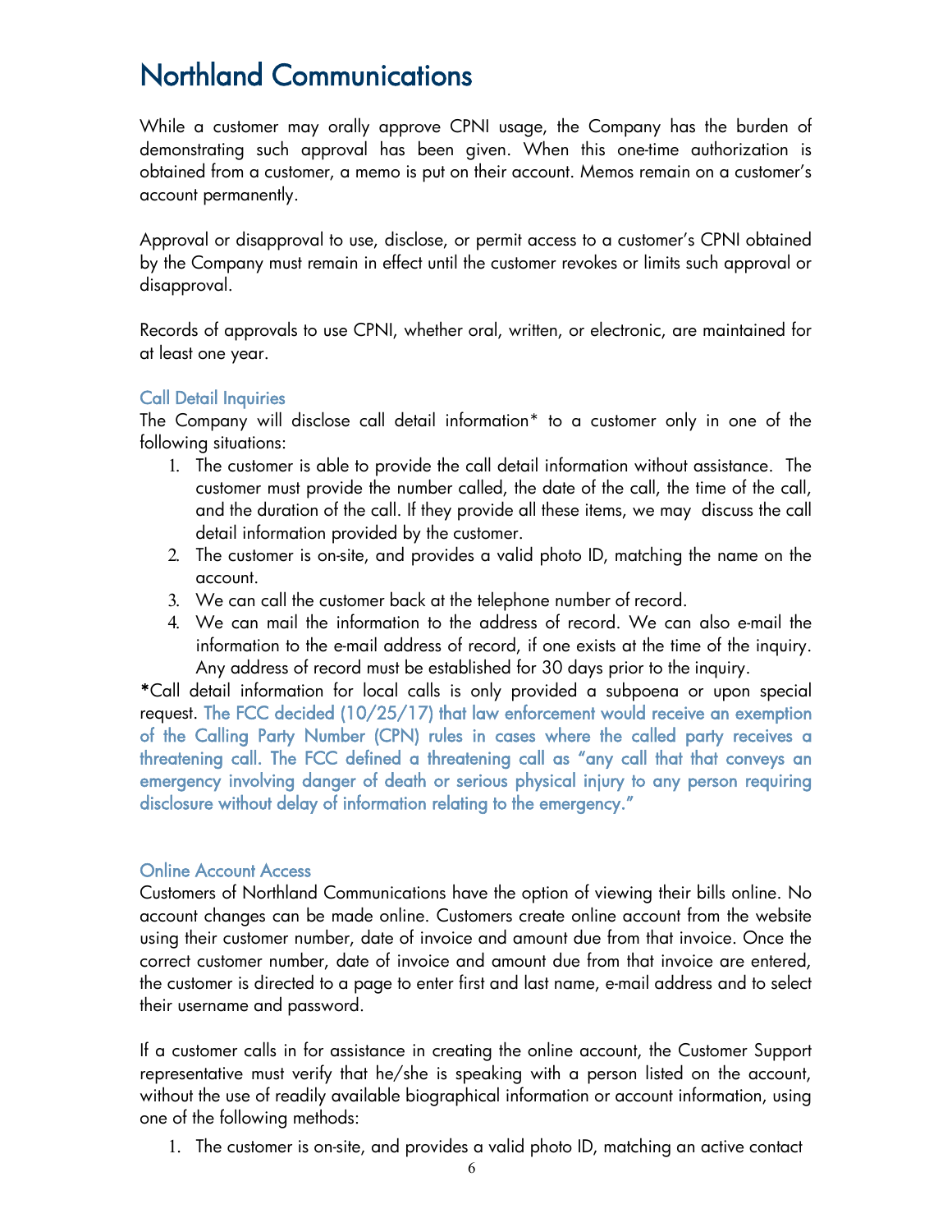# Northland Communications

While a customer may orally approve CPNI usage, the Company has the burden of demonstrating such approval has been given. When this one-time authorization is obtained from a customer, a memo is put on their account. Memos remain on a customer's account permanently.

Approval or disapproval to use, disclose, or permit access to a customer's CPNI obtained by the Company must remain in effect until the customer revokes or limits such approval or disapproval.

Records of approvals to use CPNI, whether oral, written, or electronic, are maintained for at least one year.

### Call Detail Inquiries

The Company will disclose call detail information* to a customer only in one of the following situations:

1. The customer is able to provide the call detail information without assistance. The customer must provide the number called, the date of the call, the time of the call, and the duration of the call. If they provide all these items, we may discuss the call detail information provided by the customer.
2. The customer is on-site, and provides a valid photo ID, matching the name on the account.
3. We can call the customer back at the telephone number of record.
4. We can mail the information to the address of record. We can also e-mail the information to the e-mail address of record, if one exists at the time of the inquiry. Any address of record must be established for 30 days prior to the inquiry.

*Call detail information for local calls is only provided a subpoena or upon special request. The FCC decided (10/25/17) that law enforcement would receive an exemption of the Calling Party Number (CPN) rules in cases where the called party receives a threatening call. The FCC defined a threatening call as "any call that that conveys an emergency involving danger of death or serious physical injury to any person requiring disclosure without delay of information relating to the emergency."

### Online Account Access

Customers of Northland Communications have the option of viewing their bills online. No account changes can be made online. Customers create online account from the website using their customer number, date of invoice and amount due from that invoice. Once the correct customer number, date of invoice and amount due from that invoice are entered, the customer is directed to a page to enter first and last name, e-mail address and to select their username and password.

If a customer calls in for assistance in creating the online account, the Customer Support representative must verify that he/she is speaking with a person listed on the account, without the use of readily available biographical information or account information, using one of the following methods:

1. The customer is on-site, and provides a valid photo ID, matching an active contact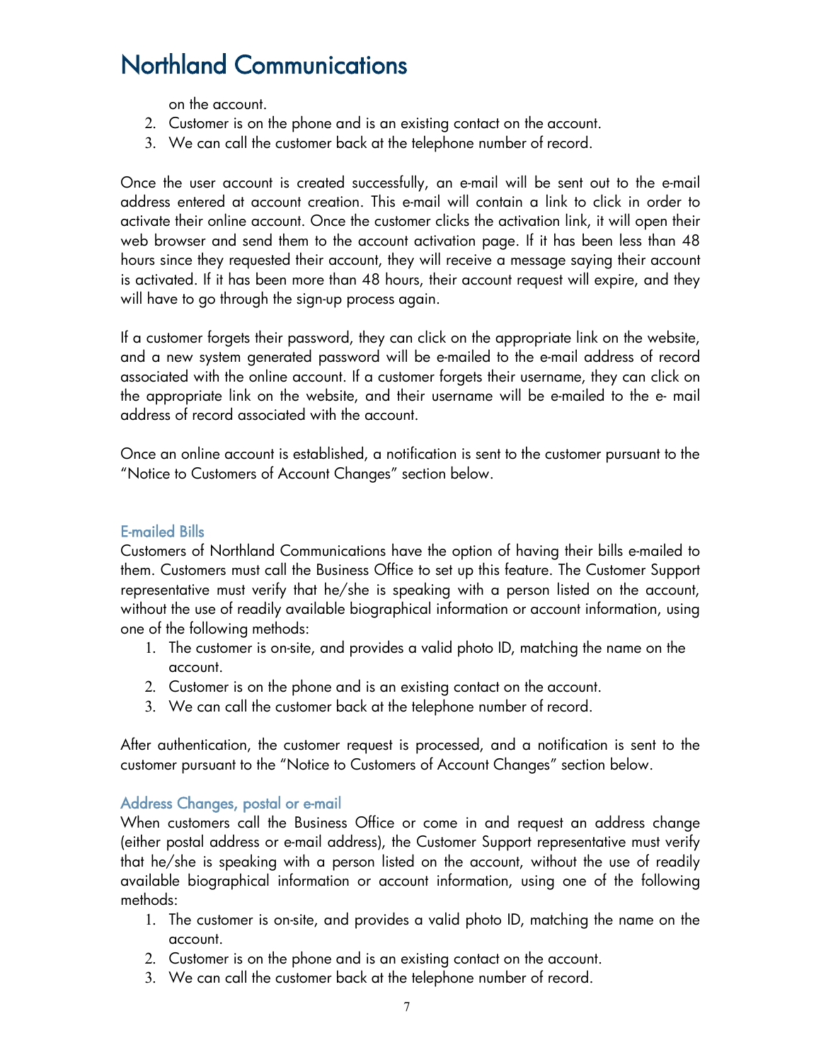on the account.

2. Customer is on the phone and is an existing contact on the account.
3. We can call the customer back at the telephone number of record.

Once the user account is created successfully, an e-mail will be sent out to the e-mail address entered at account creation. This e-mail will contain a link to click in order to activate their online account. Once the customer clicks the activation link, it will open their web browser and send them to the account activation page. If it has been less than 48 hours since they requested their account, they will receive a message saying their account is activated. If it has been more than 48 hours, their account request will expire, and they will have to go through the sign-up process again.

If a customer forgets their password, they can click on the appropriate link on the website, and a new system generated password will be e-mailed to the e-mail address of record associated with the online account. If a customer forgets their username, they can click on the appropriate link on the website, and their username will be e-mailed to the e- mail address of record associated with the account.

Once an online account is established, a notification is sent to the customer pursuant to the "Notice to Customers of Account Changes" section below.

### E-mailed Bills

Customers of Northland Communications have the option of having their bills e-mailed to them. Customers must call the Business Office to set up this feature. The Customer Support representative must verify that he/she is speaking with a person listed on the account, without the use of readily available biographical information or account information, using one of the following methods:

1. The customer is on-site, and provides a valid photo ID, matching the name on the account.
2. Customer is on the phone and is an existing contact on the account.
3. We can call the customer back at the telephone number of record.

After authentication, the customer request is processed, and a notification is sent to the customer pursuant to the "Notice to Customers of Account Changes" section below.

### Address Changes, postal or e-mail

When customers call the Business Office or come in and request an address change (either postal address or e-mail address), the Customer Support representative must verify that he/she is speaking with a person listed on the account, without the use of readily available biographical information or account information, using one of the following methods:

1. The customer is on-site, and provides a valid photo ID, matching the name on the account.
2. Customer is on the phone and is an existing contact on the account.
3. We can call the customer back at the telephone number of record.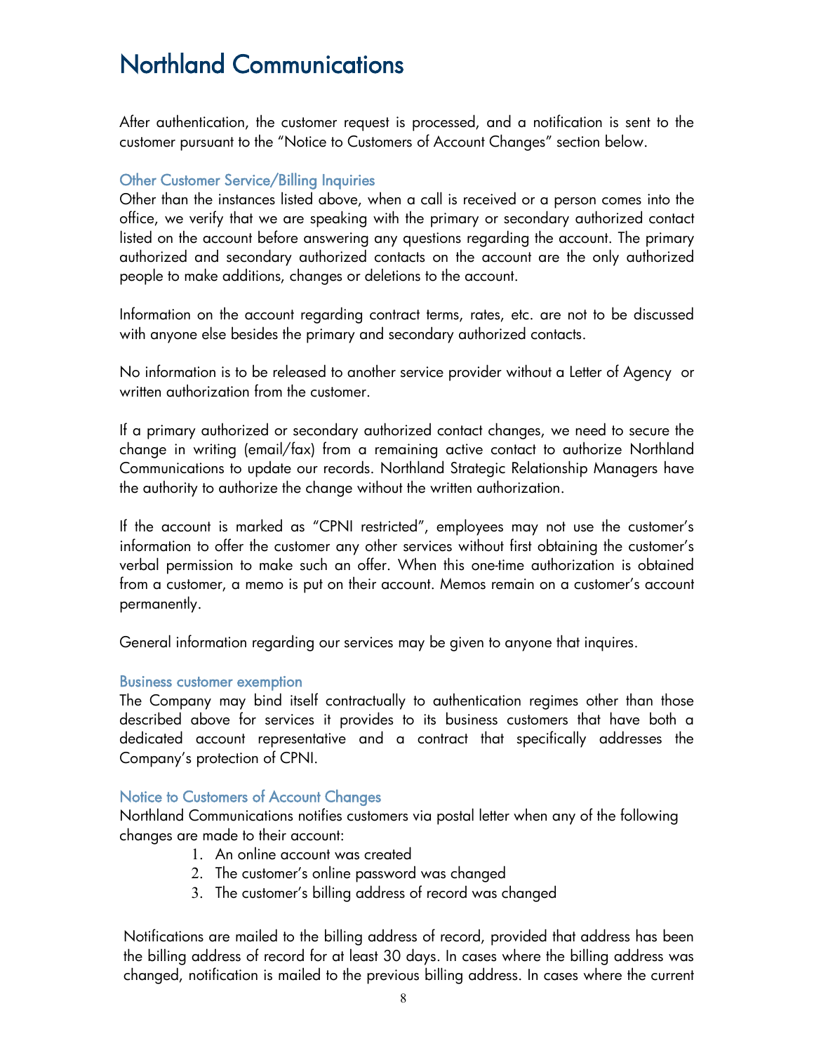After authentication, the customer request is processed, and a notification is sent to the customer pursuant to the "Notice to Customers of Account Changes" section below.

### Other Customer Service/Billing Inquiries

Other than the instances listed above, when a call is received or a person comes into the office, we verify that we are speaking with the primary or secondary authorized contact listed on the account before answering any questions regarding the account. The primary authorized and secondary authorized contacts on the account are the only authorized people to make additions, changes or deletions to the account.

Information on the account regarding contract terms, rates, etc. are not to be discussed with anyone else besides the primary and secondary authorized contacts.

No information is to be released to another service provider without a Letter of Agency or written authorization from the customer.

If a primary authorized or secondary authorized contact changes, we need to secure the change in writing (email/fax) from a remaining active contact to authorize Northland Communications to update our records. Northland Strategic Relationship Managers have the authority to authorize the change without the written authorization.

If the account is marked as "CPNI restricted", employees may not use the customer's information to offer the customer any other services without first obtaining the customer's verbal permission to make such an offer. When this one-time authorization is obtained from a customer, a memo is put on their account. Memos remain on a customer's account permanently.

General information regarding our services may be given to anyone that inquires.

### Business customer exemption

The Company may bind itself contractually to authentication regimes other than those described above for services it provides to its business customers that have both a dedicated account representative and a contract that specifically addresses the Company's protection of CPNI.

### Notice to Customers of Account Changes

Northland Communications notifies customers via postal letter when any of the following changes are made to their account:

1. An online account was created
2. The customer's online password was changed
3. The customer's billing address of record was changed

Notifications are mailed to the billing address of record, provided that address has been the billing address of record for at least 30 days. In cases where the billing address was changed, notification is mailed to the previous billing address. In cases where the current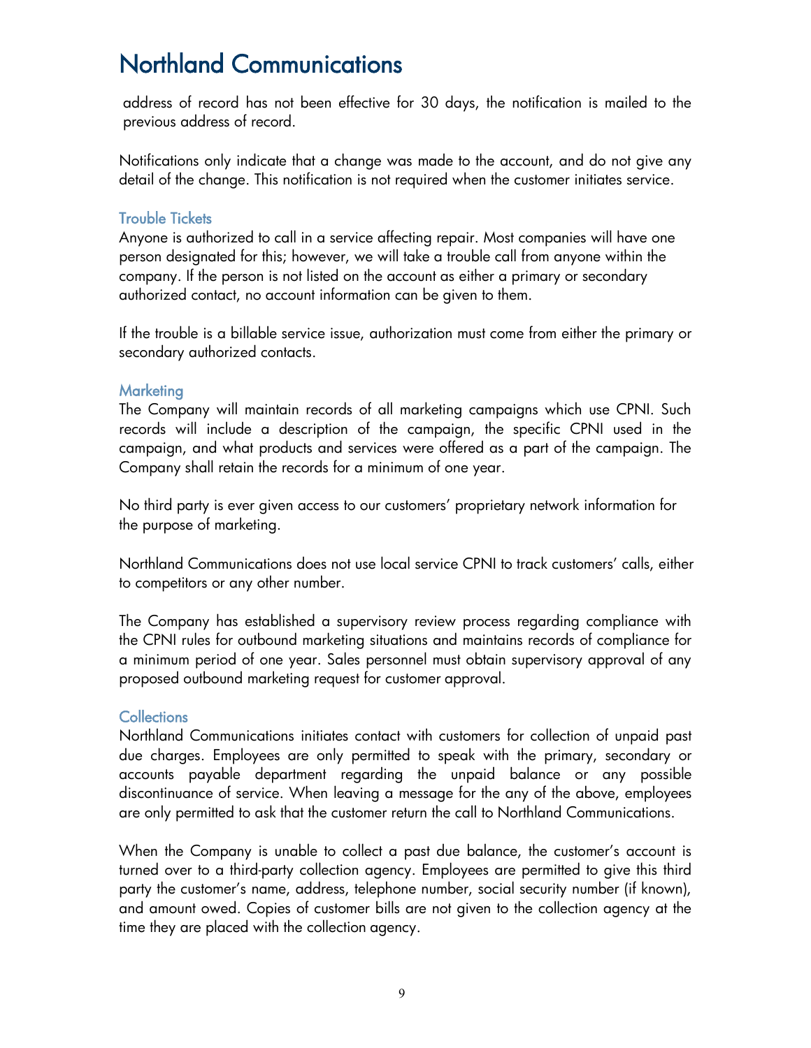address of record has not been effective for 30 days, the notification is mailed to the previous address of record.

Notifications only indicate that a change was made to the account, and do not give any detail of the change. This notification is not required when the customer initiates service.

### Trouble Tickets

Anyone is authorized to call in a service affecting repair. Most companies will have one person designated for this; however, we will take a trouble call from anyone within the company. If the person is not listed on the account as either a primary or secondary authorized contact, no account information can be given to them.

If the trouble is a billable service issue, authorization must come from either the primary or secondary authorized contacts.

### Marketing

The Company will maintain records of all marketing campaigns which use CPNI. Such records will include a description of the campaign, the specific CPNI used in the campaign, and what products and services were offered as a part of the campaign. The Company shall retain the records for a minimum of one year.

No third party is ever given access to our customers' proprietary network information for the purpose of marketing.

Northland Communications does not use local service CPNI to track customers' calls, either to competitors or any other number.

The Company has established a supervisory review process regarding compliance with the CPNI rules for outbound marketing situations and maintains records of compliance for a minimum period of one year. Sales personnel must obtain supervisory approval of any proposed outbound marketing request for customer approval.

### Collections

Northland Communications initiates contact with customers for collection of unpaid past due charges. Employees are only permitted to speak with the primary, secondary or accounts payable department regarding the unpaid balance or any possible discontinuance of service. When leaving a message for the any of the above, employees are only permitted to ask that the customer return the call to Northland Communications.

When the Company is unable to collect a past due balance, the customer's account is turned over to a third-party collection agency. Employees are permitted to give this third party the customer's name, address, telephone number, social security number (if known), and amount owed. Copies of customer bills are not given to the collection agency at the time they are placed with the collection agency.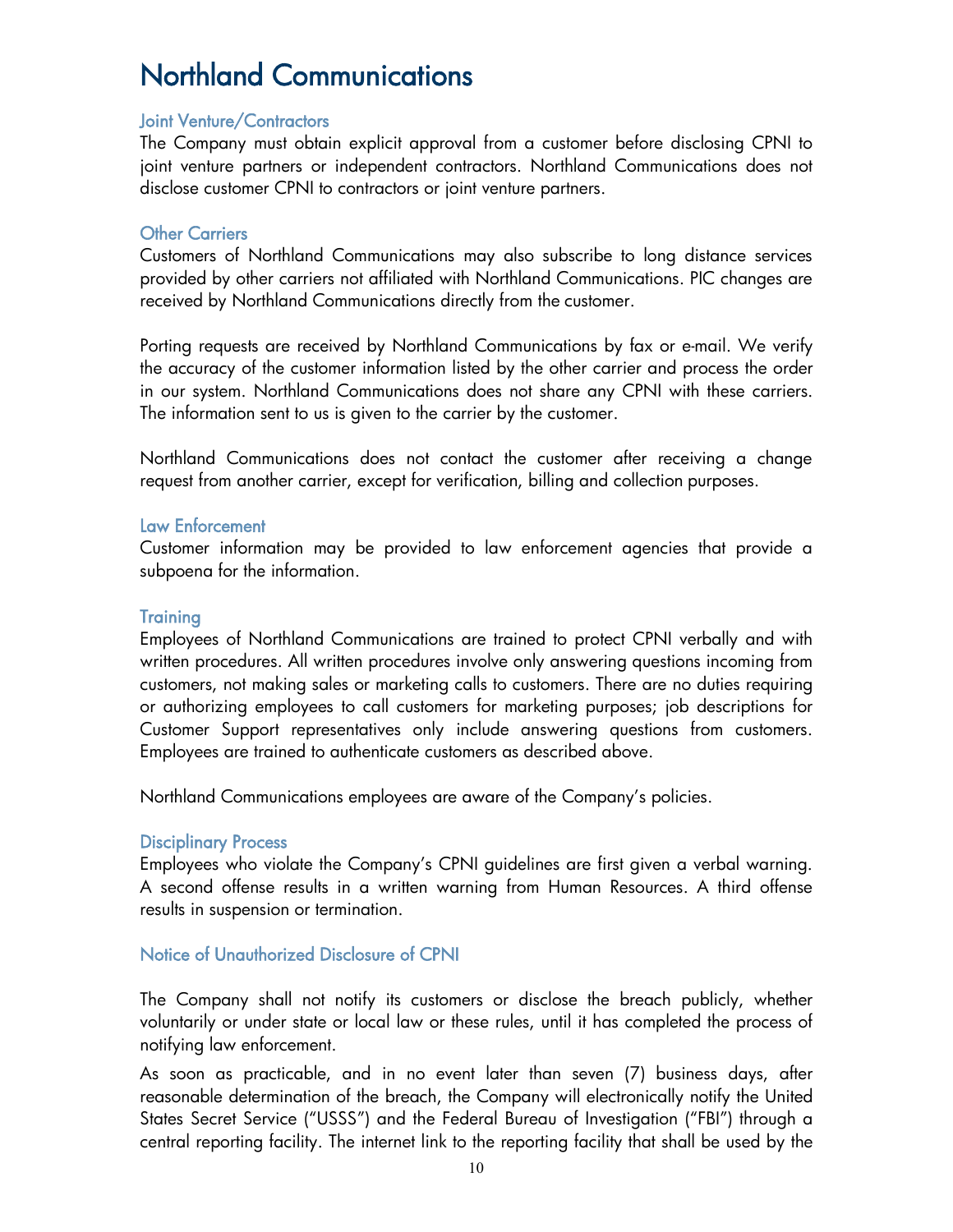# Northland Communications

### Joint Venture/Contractors

The Company must obtain explicit approval from a customer before disclosing CPNI to joint venture partners or independent contractors. Northland Communications does not disclose customer CPNI to contractors or joint venture partners.

### Other Carriers

Customers of Northland Communications may also subscribe to long distance services provided by other carriers not affiliated with Northland Communications. PIC changes are received by Northland Communications directly from the customer.

Porting requests are received by Northland Communications by fax or e-mail. We verify the accuracy of the customer information listed by the other carrier and process the order in our system. Northland Communications does not share any CPNI with these carriers. The information sent to us is given to the carrier by the customer.

Northland Communications does not contact the customer after receiving a change request from another carrier, except for verification, billing and collection purposes.

### Law Enforcement

Customer information may be provided to law enforcement agencies that provide a subpoena for the information.

### Training

Employees of Northland Communications are trained to protect CPNI verbally and with written procedures. All written procedures involve only answering questions incoming from customers, not making sales or marketing calls to customers. There are no duties requiring or authorizing employees to call customers for marketing purposes; job descriptions for Customer Support representatives only include answering questions from customers. Employees are trained to authenticate customers as described above.

Northland Communications employees are aware of the Company's policies.

### Disciplinary Process

Employees who violate the Company's CPNI guidelines are first given a verbal warning. A second offense results in a written warning from Human Resources. A third offense results in suspension or termination.

### Notice of Unauthorized Disclosure of CPNI

The Company shall not notify its customers or disclose the breach publicly, whether voluntarily or under state or local law or these rules, until it has completed the process of notifying law enforcement.

As soon as practicable, and in no event later than seven (7) business days, after reasonable determination of the breach, the Company will electronically notify the United States Secret Service ("USSS") and the Federal Bureau of Investigation ("FBI") through a central reporting facility. The internet link to the reporting facility that shall be used by the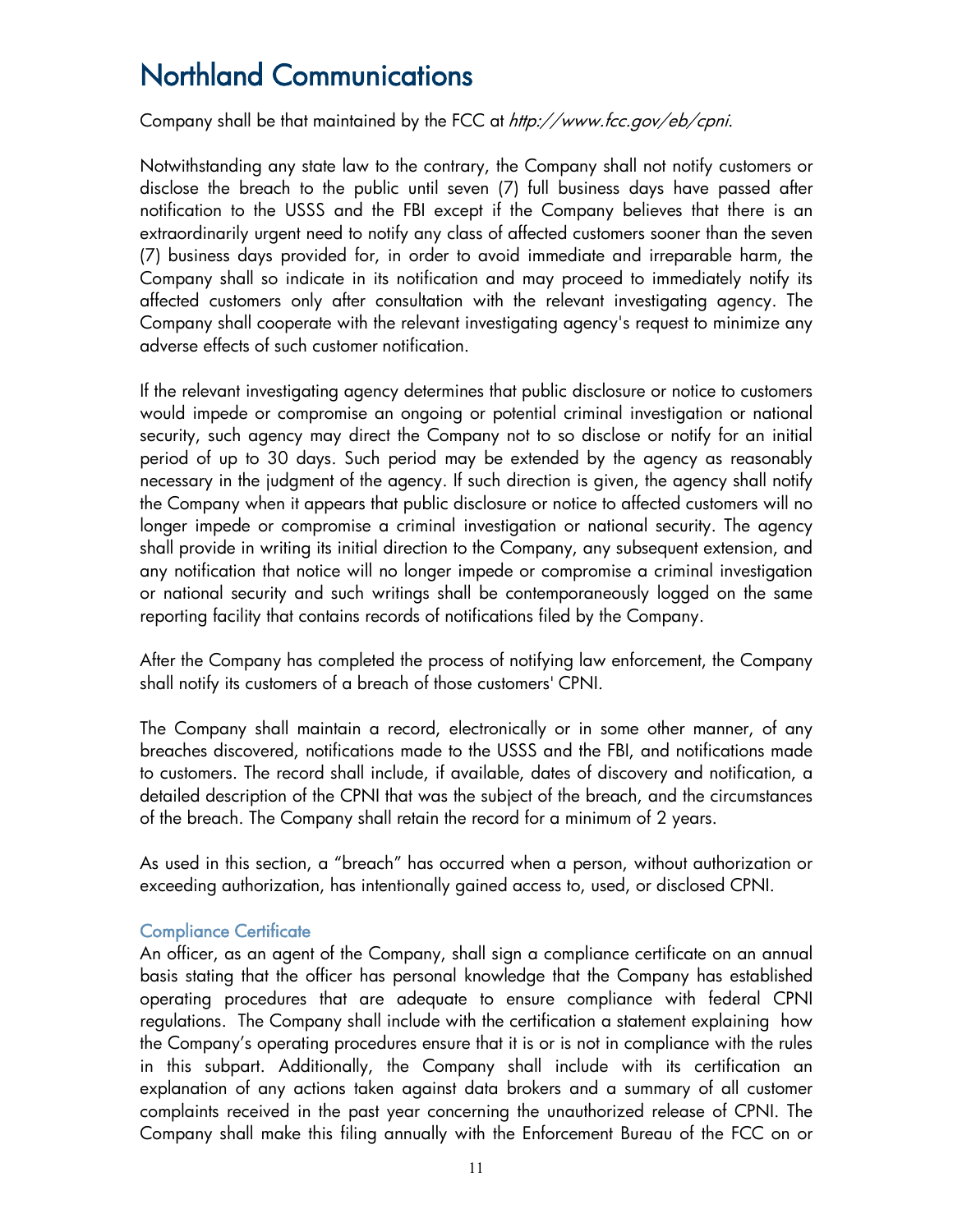# Northland Communications

Company shall be that maintained by the FCC at *http://www.fcc.gov/eb/cpni*.

Notwithstanding any state law to the contrary, the Company shall not notify customers or disclose the breach to the public until seven (7) full business days have passed after notification to the USSS and the FBI except if the Company believes that there is an extraordinarily urgent need to notify any class of affected customers sooner than the seven (7) business days provided for, in order to avoid immediate and irreparable harm, the Company shall so indicate in its notification and may proceed to immediately notify its affected customers only after consultation with the relevant investigating agency. The Company shall cooperate with the relevant investigating agency's request to minimize any adverse effects of such customer notification.

If the relevant investigating agency determines that public disclosure or notice to customers would impede or compromise an ongoing or potential criminal investigation or national security, such agency may direct the Company not to so disclose or notify for an initial period of up to 30 days. Such period may be extended by the agency as reasonably necessary in the judgment of the agency. If such direction is given, the agency shall notify the Company when it appears that public disclosure or notice to affected customers will no longer impede or compromise a criminal investigation or national security. The agency shall provide in writing its initial direction to the Company, any subsequent extension, and any notification that notice will no longer impede or compromise a criminal investigation or national security and such writings shall be contemporaneously logged on the same reporting facility that contains records of notifications filed by the Company.

After the Company has completed the process of notifying law enforcement, the Company shall notify its customers of a breach of those customers' CPNI.

The Company shall maintain a record, electronically or in some other manner, of any breaches discovered, notifications made to the USSS and the FBI, and notifications made to customers. The record shall include, if available, dates of discovery and notification, a detailed description of the CPNI that was the subject of the breach, and the circumstances of the breach. The Company shall retain the record for a minimum of 2 years.

As used in this section, a "breach" has occurred when a person, without authorization or exceeding authorization, has intentionally gained access to, used, or disclosed CPNI.

### Compliance Certificate

An officer, as an agent of the Company, shall sign a compliance certificate on an annual basis stating that the officer has personal knowledge that the Company has established operating procedures that are adequate to ensure compliance with federal CPNI regulations. The Company shall include with the certification a statement explaining how the Company's operating procedures ensure that it is or is not in compliance with the rules in this subpart. Additionally, the Company shall include with its certification an explanation of any actions taken against data brokers and a summary of all customer complaints received in the past year concerning the unauthorized release of CPNI. The Company shall make this filing annually with the Enforcement Bureau of the FCC on or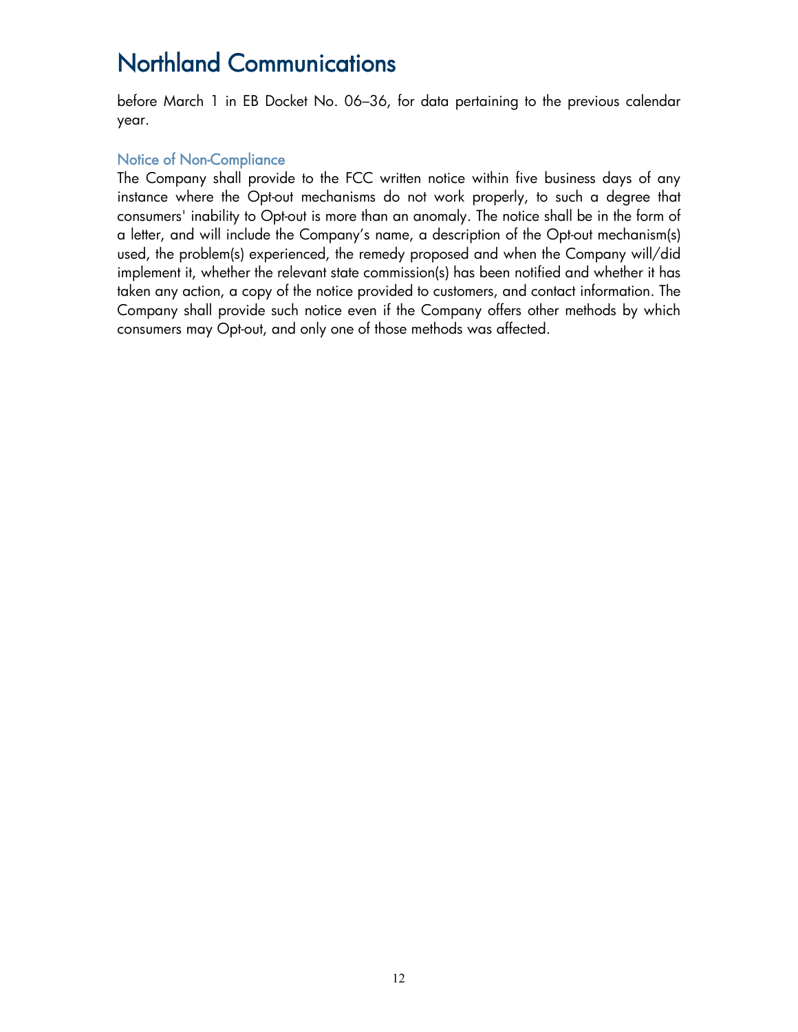before March 1 in EB Docket No. 06–36, for data pertaining to the previous calendar year.

### Notice of Non-Compliance

The Company shall provide to the FCC written notice within five business days of any instance where the Opt-out mechanisms do not work properly, to such a degree that consumers' inability to Opt-out is more than an anomaly. The notice shall be in the form of a letter, and will include the Company's name, a description of the Opt-out mechanism(s) used, the problem(s) experienced, the remedy proposed and when the Company will/did implement it, whether the relevant state commission(s) has been notified and whether it has taken any action, a copy of the notice provided to customers, and contact information. The Company shall provide such notice even if the Company offers other methods by which consumers may Opt-out, and only one of those methods was affected.